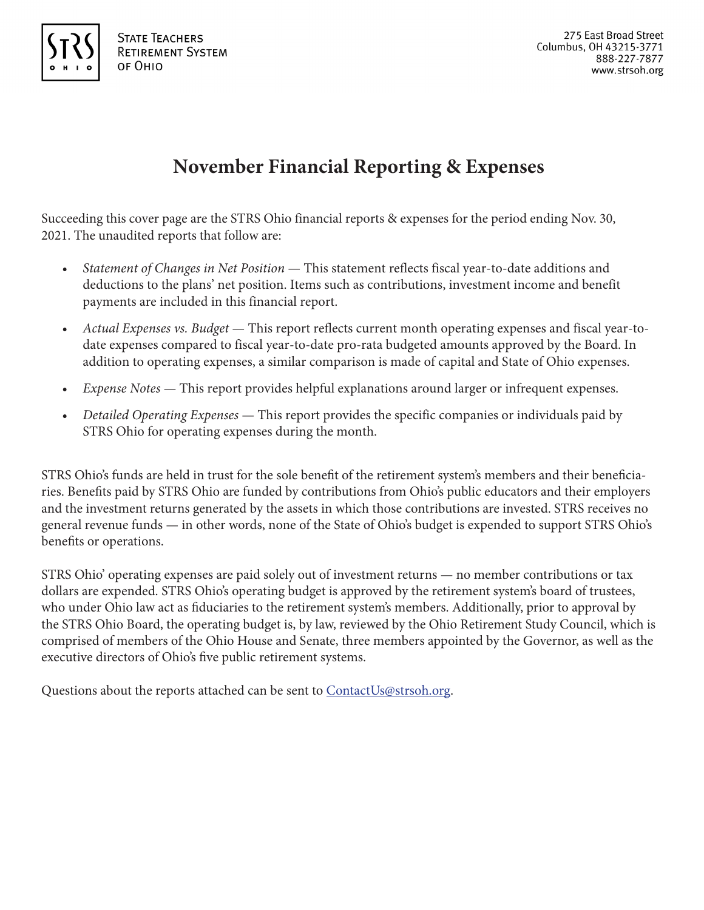STRS OHIO

State Teachers Retirement System of Ohio

275 East Broad Street
Columbus, OH 43215-3771
888-227-7877
www.strsoh.org

# November Financial Reporting & Expenses

Succeeding this cover page are the STRS Ohio financial reports & expenses for the period ending Nov. 30, 2021. The unaudited reports that follow are:

- *Statement of Changes in Net Position* — This statement reflects fiscal year-to-date additions and deductions to the plans' net position. Items such as contributions, investment income and benefit payments are included in this financial report.
- *Actual Expenses vs. Budget* — This report reflects current month operating expenses and fiscal year-to-date expenses compared to fiscal year-to-date pro-rata budgeted amounts approved by the Board. In addition to operating expenses, a similar comparison is made of capital and State of Ohio expenses.
- *Expense Notes* — This report provides helpful explanations around larger or infrequent expenses.
- *Detailed Operating Expenses* — This report provides the specific companies or individuals paid by STRS Ohio for operating expenses during the month.

STRS Ohio's funds are held in trust for the sole benefit of the retirement system's members and their beneficiaries. Benefits paid by STRS Ohio are funded by contributions from Ohio's public educators and their employers and the investment returns generated by the assets in which those contributions are invested. STRS receives no general revenue funds — in other words, none of the State of Ohio's budget is expended to support STRS Ohio's benefits or operations.

STRS Ohio' operating expenses are paid solely out of investment returns — no member contributions or tax dollars are expended. STRS Ohio's operating budget is approved by the retirement system's board of trustees, who under Ohio law act as fiduciaries to the retirement system's members. Additionally, prior to approval by the STRS Ohio Board, the operating budget is, by law, reviewed by the Ohio Retirement Study Council, which is comprised of members of the Ohio House and Senate, three members appointed by the Governor, as well as the executive directors of Ohio's five public retirement systems.

Questions about the reports attached can be sent to [ContactUs@strsoh.org](mailto:ContactUs@strsoh.org).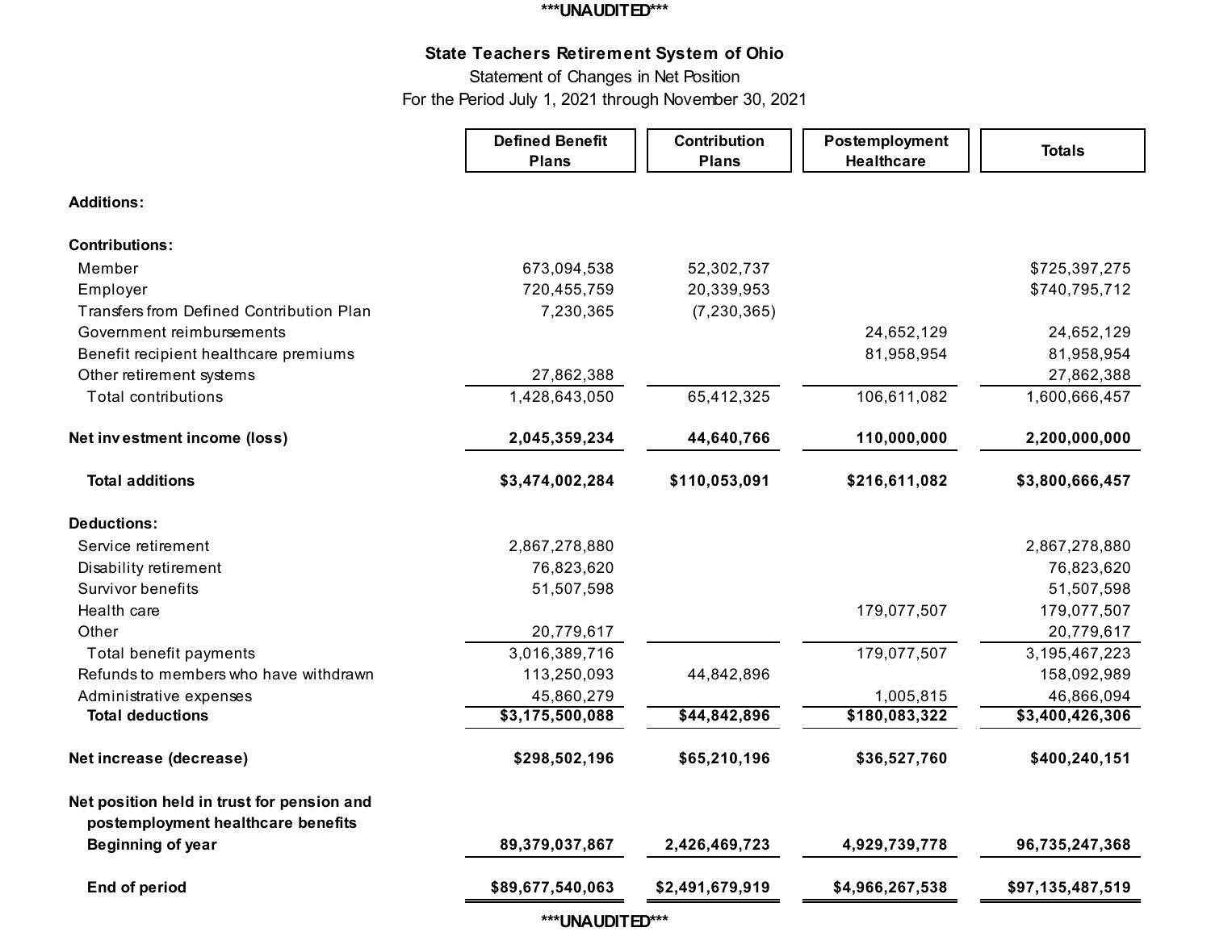***UNAUDITED***

# State Teachers Retirement System of Ohio

Statement of Changes in Net Position

For the Period July 1, 2021 through November 30, 2021

| | Defined Benefit Plans | Contribution Plans | Postemployment Healthcare | Totals |
|---|---|---|---|---|
| **Additions:** | | | | |
| **Contributions:** | | | | |
| Member | 673,094,538 | 52,302,737 | | $725,397,275 |
| Employer | 720,455,759 | 20,339,953 | | $740,795,712 |
| Transfers from Defined Contribution Plan | 7,230,365 | (7,230,365) | | |
| Government reimbursements | | | 24,652,129 | 24,652,129 |
| Benefit recipient healthcare premiums | | | 81,958,954 | 81,958,954 |
| Other retirement systems | 27,862,388 | | | 27,862,388 |
| Total contributions | 1,428,643,050 | 65,412,325 | 106,611,082 | 1,600,666,457 |
| **Net investment income (loss)** | **2,045,359,234** | **44,640,766** | **110,000,000** | **2,200,000,000** |
| **Total additions** | **$3,474,002,284** | **$110,053,091** | **$216,611,082** | **$3,800,666,457** |
| **Deductions:** | | | | |
| Service retirement | 2,867,278,880 | | | 2,867,278,880 |
| Disability retirement | 76,823,620 | | | 76,823,620 |
| Survivor benefits | 51,507,598 | | | 51,507,598 |
| Health care | | | 179,077,507 | 179,077,507 |
| Other | 20,779,617 | | | 20,779,617 |
| Total benefit payments | 3,016,389,716 | | 179,077,507 | 3,195,467,223 |
| Refunds to members who have withdrawn | 113,250,093 | 44,842,896 | | 158,092,989 |
| Administrative expenses | 45,860,279 | | 1,005,815 | 46,866,094 |
| **Total deductions** | **$3,175,500,088** | **$44,842,896** | **$180,083,322** | **$3,400,426,306** |
| **Net increase (decrease)** | **$298,502,196** | **$65,210,196** | **$36,527,760** | **$400,240,151** |
| **Net position held in trust for pension and postemployment healthcare benefits** | | | | |
| **Beginning of year** | **89,379,037,867** | **2,426,469,723** | **4,929,739,778** | **96,735,247,368** |
| **End of period** | **$89,677,540,063** | **$2,491,679,919** | **$4,966,267,538** | **$97,135,487,519** |

***UNAUDITED***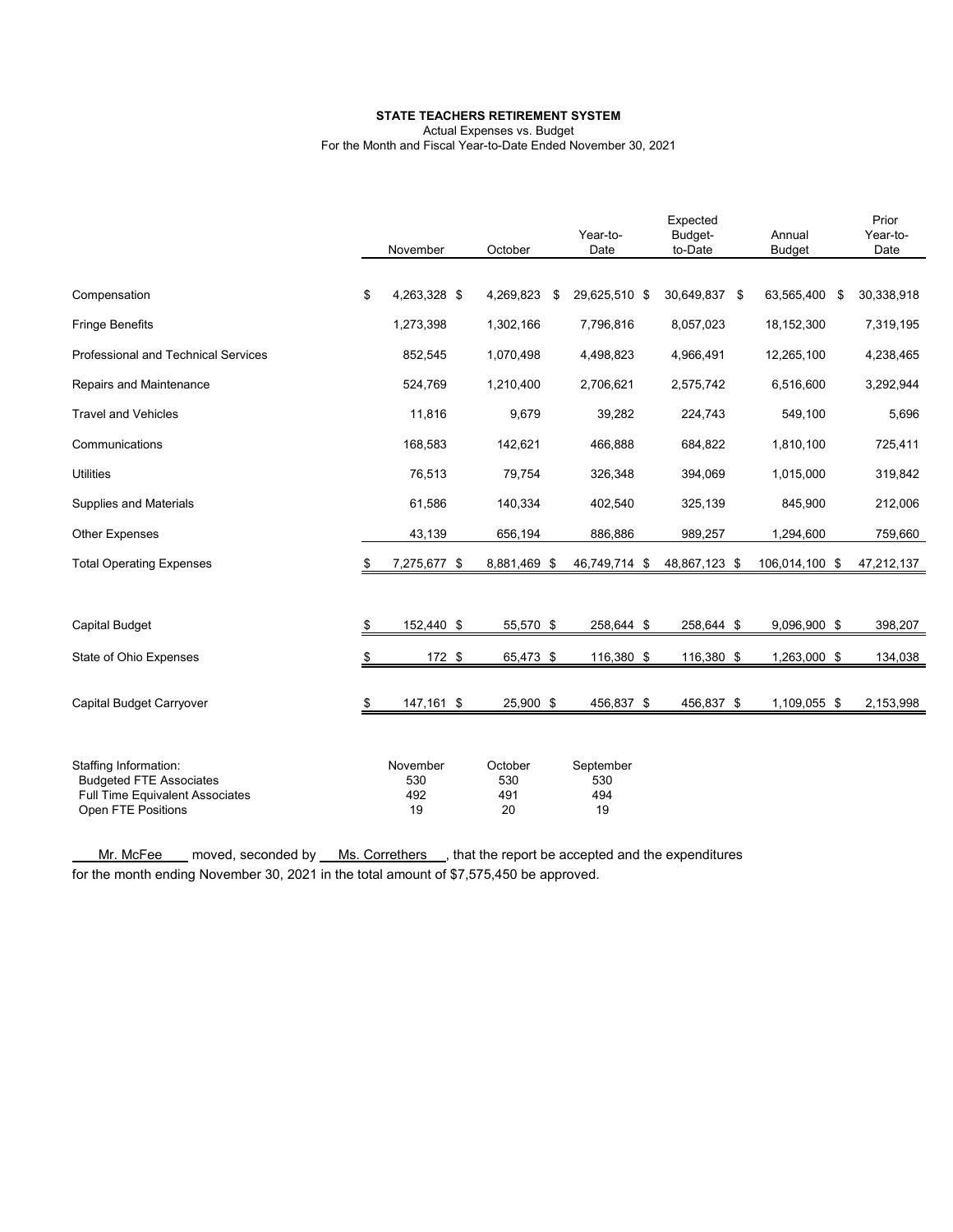**STATE TEACHERS RETIREMENT SYSTEM**
Actual Expenses vs. Budget
For the Month and Fiscal Year-to-Date Ended November 30, 2021

| | November | October | Year-to-Date | Expected Budget-to-Date | Annual Budget | Prior Year-to-Date |
|---|---|---|---|---|---|---|
| Compensation | $ 4,263,328 | $ 4,269,823 | $ 29,625,510 | $ 30,649,837 | $ 63,565,400 | $ 30,338,918 |
| Fringe Benefits | 1,273,398 | 1,302,166 | 7,796,816 | 8,057,023 | 18,152,300 | 7,319,195 |
| Professional and Technical Services | 852,545 | 1,070,498 | 4,498,823 | 4,966,491 | 12,265,100 | 4,238,465 |
| Repairs and Maintenance | 524,769 | 1,210,400 | 2,706,621 | 2,575,742 | 6,516,600 | 3,292,944 |
| Travel and Vehicles | 11,816 | 9,679 | 39,282 | 224,743 | 549,100 | 5,696 |
| Communications | 168,583 | 142,621 | 466,888 | 684,822 | 1,810,100 | 725,411 |
| Utilities | 76,513 | 79,754 | 326,348 | 394,069 | 1,015,000 | 319,842 |
| Supplies and Materials | 61,586 | 140,334 | 402,540 | 325,139 | 845,900 | 212,006 |
| Other Expenses | 43,139 | 656,194 | 886,886 | 989,257 | 1,294,600 | 759,660 |
| Total Operating Expenses | $ 7,275,677 | $ 8,881,469 | $ 46,749,714 | $ 48,867,123 | $ 106,014,100 | $ 47,212,137 |
| Capital Budget | $ 152,440 | $ 55,570 | $ 258,644 | $ 258,644 | $ 9,096,900 | $ 398,207 |
| State of Ohio Expenses | $ 172 | $ 65,473 | $ 116,380 | $ 116,380 | $ 1,263,000 | $ 134,038 |
| Capital Budget Carryover | $ 147,161 | $ 25,900 | $ 456,837 | $ 456,837 | $ 1,109,055 | $ 2,153,998 |

| Staffing Information: | November | October | September |
|---|---|---|---|
| Budgeted FTE Associates | 530 | 530 | 530 |
| Full Time Equivalent Associates | 492 | 491 | 494 |
| Open FTE Positions | 19 | 20 | 19 |

Mr. McFee moved, seconded by Ms. Correthers, that the report be accepted and the expenditures for the month ending November 30, 2021 in the total amount of $7,575,450 be approved.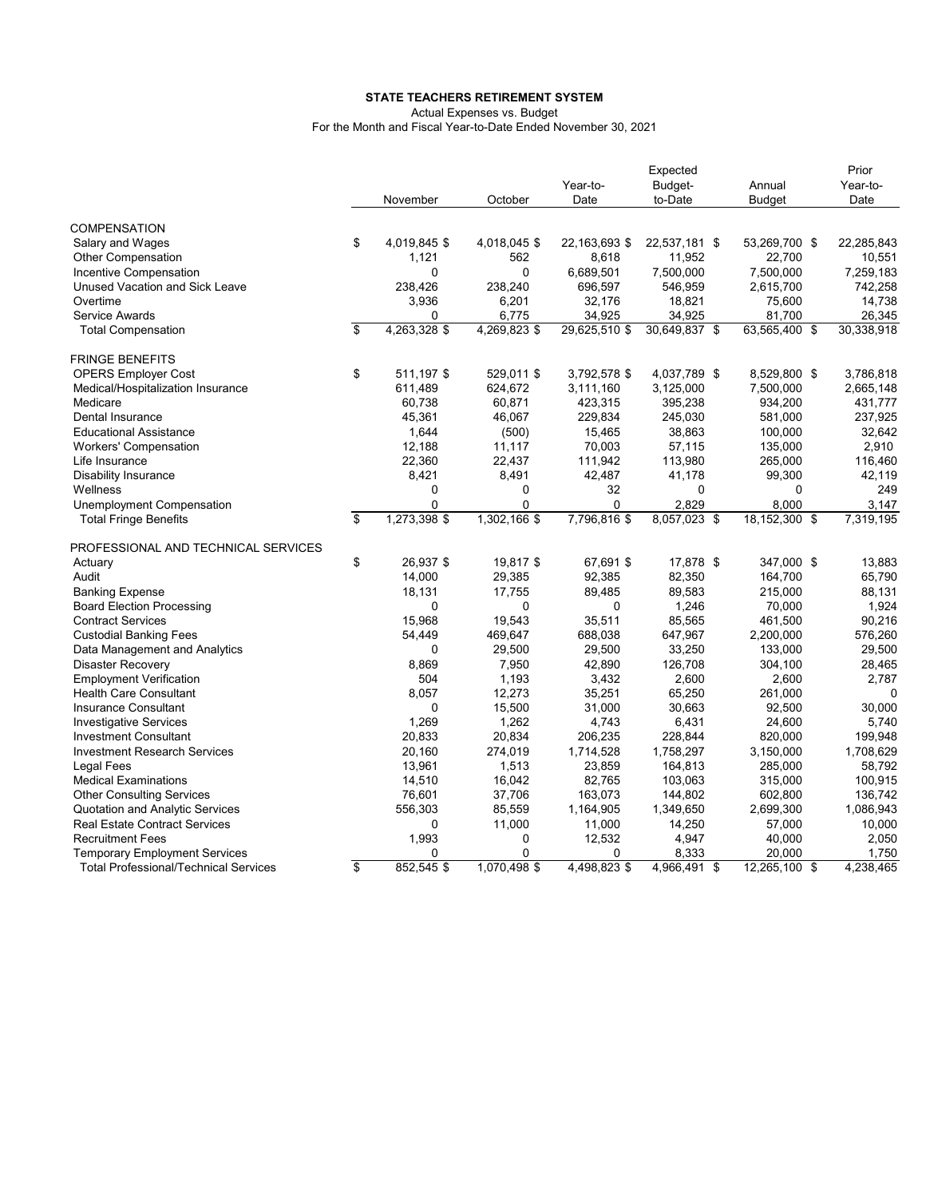**STATE TEACHERS RETIREMENT SYSTEM**

Actual Expenses vs. Budget

For the Month and Fiscal Year-to-Date Ended November 30, 2021

| | November | October | Year-to-Date | Expected Budget-to-Date | Annual Budget | Prior Year-to-Date |
|---|---|---|---|---|---|---|
| COMPENSATION | | | | | | |
| Salary and Wages | $ 4,019,845 | $ 4,018,045 | $ 22,163,693 | $ 22,537,181 | $ 53,269,700 | $ 22,285,843 |
| Other Compensation | 1,121 | 562 | 8,618 | 11,952 | 22,700 | 10,551 |
| Incentive Compensation | 0 | 0 | 6,689,501 | 7,500,000 | 7,500,000 | 7,259,183 |
| Unused Vacation and Sick Leave | 238,426 | 238,240 | 696,597 | 546,959 | 2,615,700 | 742,258 |
| Overtime | 3,936 | 6,201 | 32,176 | 18,821 | 75,600 | 14,738 |
| Service Awards | 0 | 6,775 | 34,925 | 34,925 | 81,700 | 26,345 |
| Total Compensation | $ 4,263,328 | $ 4,269,823 | $ 29,625,510 | $ 30,649,837 | $ 63,565,400 | $ 30,338,918 |
| FRINGE BENEFITS | | | | | | |
| OPERS Employer Cost | $ 511,197 | $ 529,011 | $ 3,792,578 | $ 4,037,789 | $ 8,529,800 | $ 3,786,818 |
| Medical/Hospitalization Insurance | 611,489 | 624,672 | 3,111,160 | 3,125,000 | 7,500,000 | 2,665,148 |
| Medicare | 60,738 | 60,871 | 423,315 | 395,238 | 934,200 | 431,777 |
| Dental Insurance | 45,361 | 46,067 | 229,834 | 245,030 | 581,000 | 237,925 |
| Educational Assistance | 1,644 | (500) | 15,465 | 38,863 | 100,000 | 32,642 |
| Workers' Compensation | 12,188 | 11,117 | 70,003 | 57,115 | 135,000 | 2,910 |
| Life Insurance | 22,360 | 22,437 | 111,942 | 113,980 | 265,000 | 116,460 |
| Disability Insurance | 8,421 | 8,491 | 42,487 | 41,178 | 99,300 | 42,119 |
| Wellness | 0 | 0 | 32 | 0 | 0 | 249 |
| Unemployment Compensation | 0 | 0 | 0 | 2,829 | 8,000 | 3,147 |
| Total Fringe Benefits | $ 1,273,398 | $ 1,302,166 | $ 7,796,816 | $ 8,057,023 | $ 18,152,300 | $ 7,319,195 |
| PROFESSIONAL AND TECHNICAL SERVICES | | | | | | |
| Actuary | $ 26,937 | $ 19,817 | $ 67,691 | $ 17,878 | $ 347,000 | $ 13,883 |
| Audit | 14,000 | 29,385 | 92,385 | 82,350 | 164,700 | 65,790 |
| Banking Expense | 18,131 | 17,755 | 89,485 | 89,583 | 215,000 | 88,131 |
| Board Election Processing | 0 | 0 | 0 | 1,246 | 70,000 | 1,924 |
| Contract Services | 15,968 | 19,543 | 35,511 | 85,565 | 461,500 | 90,216 |
| Custodial Banking Fees | 54,449 | 469,647 | 688,038 | 647,967 | 2,200,000 | 576,260 |
| Data Management and Analytics | 0 | 29,500 | 29,500 | 33,250 | 133,000 | 29,500 |
| Disaster Recovery | 8,869 | 7,950 | 42,890 | 126,708 | 304,100 | 28,465 |
| Employment Verification | 504 | 1,193 | 3,432 | 2,600 | 2,600 | 2,787 |
| Health Care Consultant | 8,057 | 12,273 | 35,251 | 65,250 | 261,000 | 0 |
| Insurance Consultant | 0 | 15,500 | 31,000 | 30,663 | 92,500 | 30,000 |
| Investigative Services | 1,269 | 1,262 | 4,743 | 6,431 | 24,600 | 5,740 |
| Investment Consultant | 20,833 | 20,834 | 206,235 | 228,844 | 820,000 | 199,948 |
| Investment Research Services | 20,160 | 274,019 | 1,714,528 | 1,758,297 | 3,150,000 | 1,708,629 |
| Legal Fees | 13,961 | 1,513 | 23,859 | 164,813 | 285,000 | 58,792 |
| Medical Examinations | 14,510 | 16,042 | 82,765 | 103,063 | 315,000 | 100,915 |
| Other Consulting Services | 76,601 | 37,706 | 163,073 | 144,802 | 602,800 | 136,742 |
| Quotation and Analytic Services | 556,303 | 85,559 | 1,164,905 | 1,349,650 | 2,699,300 | 1,086,943 |
| Real Estate Contract Services | 0 | 11,000 | 11,000 | 14,250 | 57,000 | 10,000 |
| Recruitment Fees | 1,993 | 0 | 12,532 | 4,947 | 40,000 | 2,050 |
| Temporary Employment Services | 0 | 0 | 0 | 8,333 | 20,000 | 1,750 |
| Total Professional/Technical Services | $ 852,545 | $ 1,070,498 | $ 4,498,823 | $ 4,966,491 | $ 12,265,100 | $ 4,238,465 |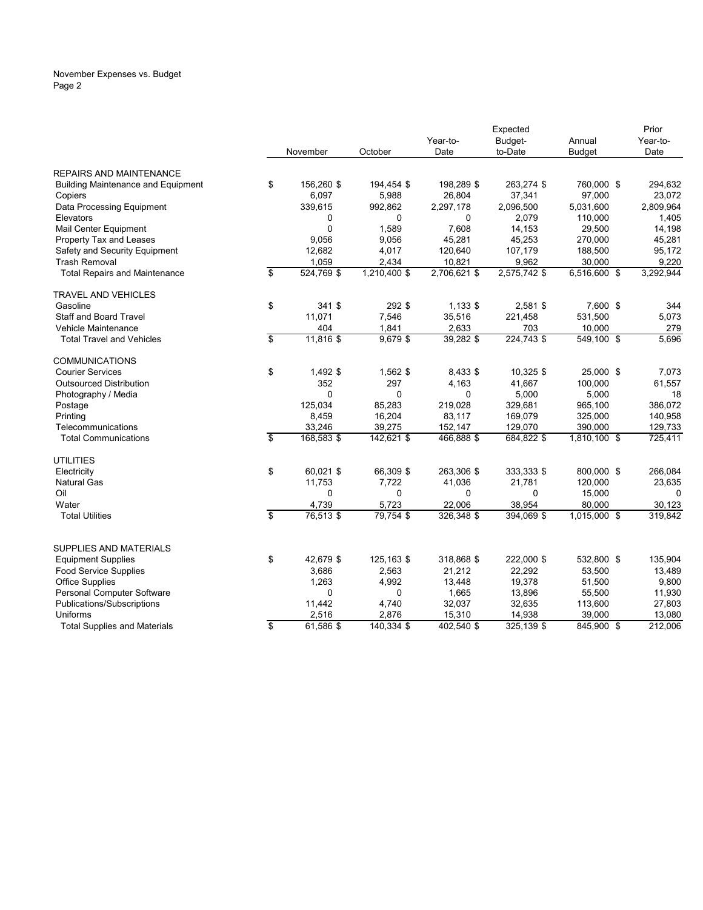November Expenses vs. Budget

| | November | October | Year-to-Date | Expected Budget-to-Date | Annual Budget | Prior Year-to-Date |
|---|---|---|---|---|---|---|
| **REPAIRS AND MAINTENANCE** | | | | | | |
| Building Maintenance and Equipment | $ 156,260 | $ 194,454 | $ 198,289 | $ 263,274 | $ 760,000 | $ 294,632 |
| Copiers | 6,097 | 5,988 | 26,804 | 37,341 | 97,000 | 23,072 |
| Data Processing Equipment | 339,615 | 992,862 | 2,297,178 | 2,096,500 | 5,031,600 | 2,809,964 |
| Elevators | 0 | 0 | 0 | 2,079 | 110,000 | 1,405 |
| Mail Center Equipment | 0 | 1,589 | 7,608 | 14,153 | 29,500 | 14,198 |
| Property Tax and Leases | 9,056 | 9,056 | 45,281 | 45,253 | 270,000 | 45,281 |
| Safety and Security Equipment | 12,682 | 4,017 | 120,640 | 107,179 | 188,500 | 95,172 |
| Trash Removal | 1,059 | 2,434 | 10,821 | 9,962 | 30,000 | 9,220 |
| Total Repairs and Maintenance | $ 524,769 | $ 1,210,400 | $ 2,706,621 | $ 2,575,742 | $ 6,516,600 | $ 3,292,944 |
| **TRAVEL AND VEHICLES** | | | | | | |
| Gasoline | $ 341 | $ 292 | $ 1,133 | $ 2,581 | $ 7,600 | $ 344 |
| Staff and Board Travel | 11,071 | 7,546 | 35,516 | 221,458 | 531,500 | 5,073 |
| Vehicle Maintenance | 404 | 1,841 | 2,633 | 703 | 10,000 | 279 |
| Total Travel and Vehicles | $ 11,816 | $ 9,679 | $ 39,282 | $ 224,743 | $ 549,100 | $ 5,696 |
| **COMMUNICATIONS** | | | | | | |
| Courier Services | $ 1,492 | $ 1,562 | $ 8,433 | $ 10,325 | $ 25,000 | $ 7,073 |
| Outsourced Distribution | 352 | 297 | 4,163 | 41,667 | 100,000 | 61,557 |
| Photography / Media | 0 | 0 | 0 | 5,000 | 5,000 | 18 |
| Postage | 125,034 | 85,283 | 219,028 | 329,681 | 965,100 | 386,072 |
| Printing | 8,459 | 16,204 | 83,117 | 169,079 | 325,000 | 140,958 |
| Telecommunications | 33,246 | 39,275 | 152,147 | 129,070 | 390,000 | 129,733 |
| Total Communications | $ 168,583 | $ 142,621 | $ 466,888 | $ 684,822 | $ 1,810,100 | $ 725,411 |
| **UTILITIES** | | | | | | |
| Electricity | $ 60,021 | $ 66,309 | $ 263,306 | $ 333,333 | $ 800,000 | $ 266,084 |
| Natural Gas | 11,753 | 7,722 | 41,036 | 21,781 | 120,000 | 23,635 |
| Oil | 0 | 0 | 0 | 0 | 15,000 | 0 |
| Water | 4,739 | 5,723 | 22,006 | 38,954 | 80,000 | 30,123 |
| Total Utilities | $ 76,513 | $ 79,754 | $ 326,348 | $ 394,069 | $ 1,015,000 | $ 319,842 |
| **SUPPLIES AND MATERIALS** | | | | | | |
| Equipment Supplies | $ 42,679 | $ 125,163 | $ 318,868 | $ 222,000 | $ 532,800 | $ 135,904 |
| Food Service Supplies | 3,686 | 2,563 | 21,212 | 22,292 | 53,500 | 13,489 |
| Office Supplies | 1,263 | 4,992 | 13,448 | 19,378 | 51,500 | 9,800 |
| Personal Computer Software | 0 | 0 | 1,665 | 13,896 | 55,500 | 11,930 |
| Publications/Subscriptions | 11,442 | 4,740 | 32,037 | 32,635 | 113,600 | 27,803 |
| Uniforms | 2,516 | 2,876 | 15,310 | 14,938 | 39,000 | 13,080 |
| Total Supplies and Materials | $ 61,586 | $ 140,334 | $ 402,540 | $ 325,139 | $ 845,900 | $ 212,006 |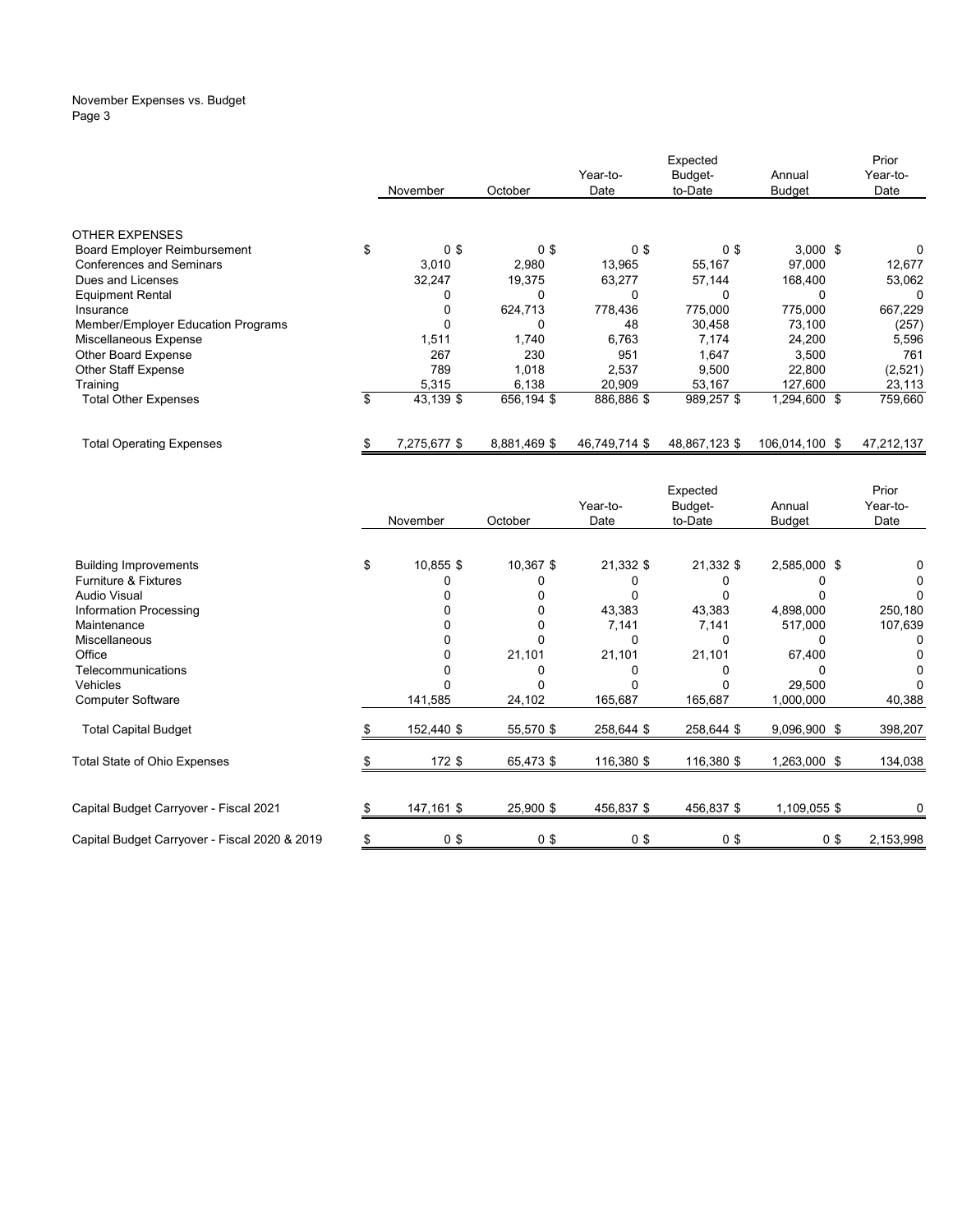November Expenses vs. Budget
Page 3

| | November | October | Year-to-Date | Expected Budget-to-Date | Annual Budget | Prior Year-to-Date |
|---|---|---|---|---|---|---|
| OTHER EXPENSES | | | | | | |
| Board Employer Reimbursement | $ 0 | $ 0 | $ 0 | $ 0 | $ 3,000 | $ 0 |
| Conferences and Seminars | 3,010 | 2,980 | 13,965 | 55,167 | 97,000 | 12,677 |
| Dues and Licenses | 32,247 | 19,375 | 63,277 | 57,144 | 168,400 | 53,062 |
| Equipment Rental | 0 | 0 | 0 | 0 | 0 | 0 |
| Insurance | 0 | 624,713 | 778,436 | 775,000 | 775,000 | 667,229 |
| Member/Employer Education Programs | 0 | 0 | 48 | 30,458 | 73,100 | (257) |
| Miscellaneous Expense | 1,511 | 1,740 | 6,763 | 7,174 | 24,200 | 5,596 |
| Other Board Expense | 267 | 230 | 951 | 1,647 | 3,500 | 761 |
| Other Staff Expense | 789 | 1,018 | 2,537 | 9,500 | 22,800 | (2,521) |
| Training | 5,315 | 6,138 | 20,909 | 53,167 | 127,600 | 23,113 |
| Total Other Expenses | $ 43,139 | $ 656,194 | $ 886,886 | $ 989,257 | $ 1,294,600 | $ 759,660 |
| | | | | | | |
| Total Operating Expenses | $ 7,275,677 | $ 8,881,469 | $ 46,749,714 | $ 48,867,123 | $ 106,014,100 | $ 47,212,137 |

| | November | October | Year-to-Date | Expected Budget-to-Date | Annual Budget | Prior Year-to-Date |
|---|---|---|---|---|---|---|
| Building Improvements | $ 10,855 | $ 10,367 | $ 21,332 | $ 21,332 | $ 2,585,000 | $ 0 |
| Furniture & Fixtures | 0 | 0 | 0 | 0 | 0 | 0 |
| Audio Visual | 0 | 0 | 0 | 0 | 0 | 0 |
| Information Processing | 0 | 0 | 43,383 | 43,383 | 4,898,000 | 250,180 |
| Maintenance | 0 | 0 | 7,141 | 7,141 | 517,000 | 107,639 |
| Miscellaneous | 0 | 0 | 0 | 0 | 0 | 0 |
| Office | 0 | 21,101 | 21,101 | 21,101 | 67,400 | 0 |
| Telecommunications | 0 | 0 | 0 | 0 | 0 | 0 |
| Vehicles | 0 | 0 | 0 | 0 | 29,500 | 0 |
| Computer Software | 141,585 | 24,102 | 165,687 | 165,687 | 1,000,000 | 40,388 |
| Total Capital Budget | $ 152,440 | $ 55,570 | $ 258,644 | $ 258,644 | $ 9,096,900 | $ 398,207 |
| Total State of Ohio Expenses | $ 172 | $ 65,473 | $ 116,380 | $ 116,380 | $ 1,263,000 | $ 134,038 |
| Capital Budget Carryover - Fiscal 2021 | $ 147,161 | $ 25,900 | $ 456,837 | $ 456,837 | $ 1,109,055 | $ 0 |
| Capital Budget Carryover - Fiscal 2020 & 2019 | $ 0 | $ 0 | $ 0 | $ 0 | $ 0 | $ 2,153,998 |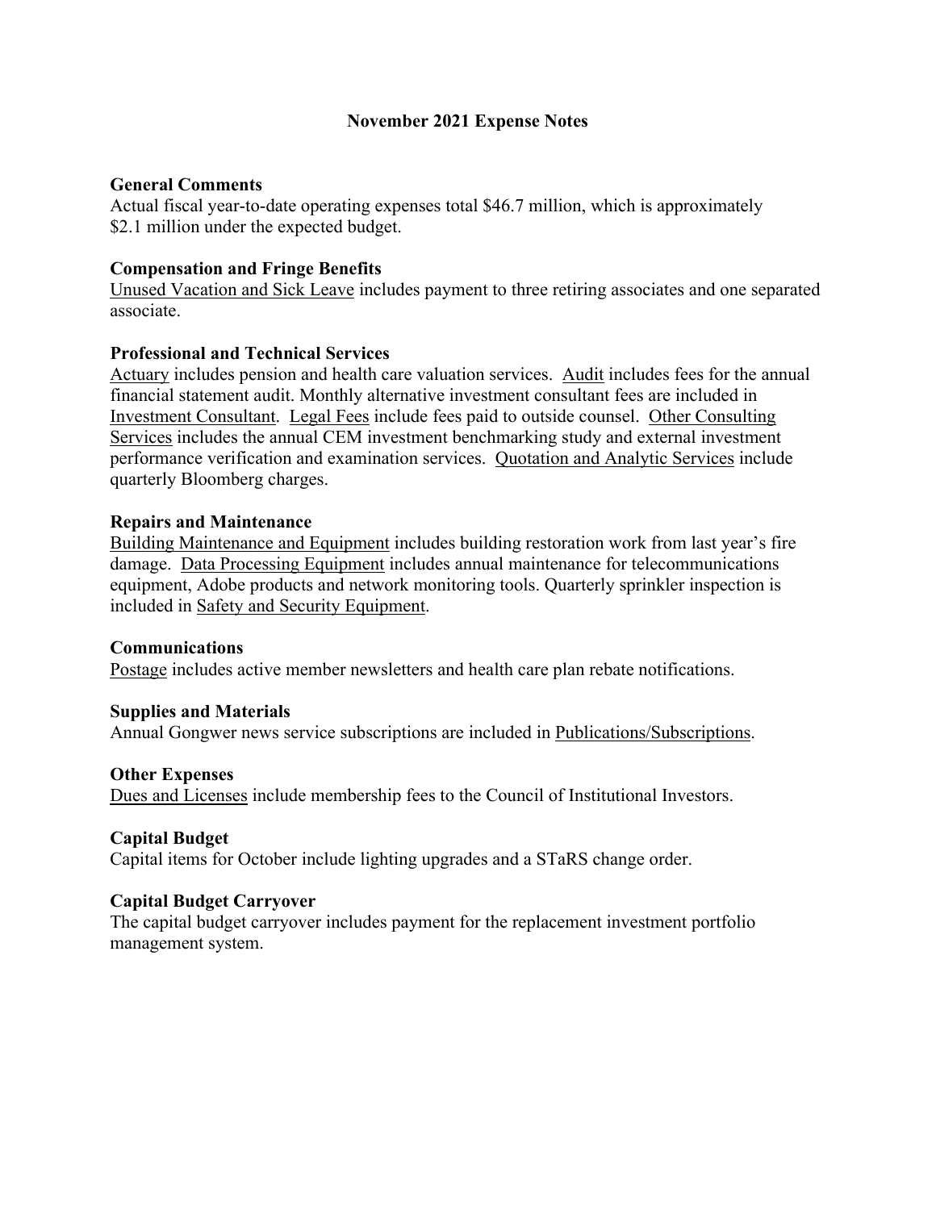# November 2021 Expense Notes

## General Comments

Actual fiscal year-to-date operating expenses total $46.7 million, which is approximately $2.1 million under the expected budget.

## Compensation and Fringe Benefits

Unused Vacation and Sick Leave includes payment to three retiring associates and one separated associate.

## Professional and Technical Services

Actuary includes pension and health care valuation services. Audit includes fees for the annual financial statement audit. Monthly alternative investment consultant fees are included in Investment Consultant. Legal Fees include fees paid to outside counsel. Other Consulting Services includes the annual CEM investment benchmarking study and external investment performance verification and examination services. Quotation and Analytic Services include quarterly Bloomberg charges.

## Repairs and Maintenance

Building Maintenance and Equipment includes building restoration work from last year's fire damage. Data Processing Equipment includes annual maintenance for telecommunications equipment, Adobe products and network monitoring tools. Quarterly sprinkler inspection is included in Safety and Security Equipment.

## Communications

Postage includes active member newsletters and health care plan rebate notifications.

## Supplies and Materials

Annual Gongwer news service subscriptions are included in Publications/Subscriptions.

## Other Expenses

Dues and Licenses include membership fees to the Council of Institutional Investors.

## Capital Budget

Capital items for October include lighting upgrades and a STaRS change order.

## Capital Budget Carryover

The capital budget carryover includes payment for the replacement investment portfolio management system.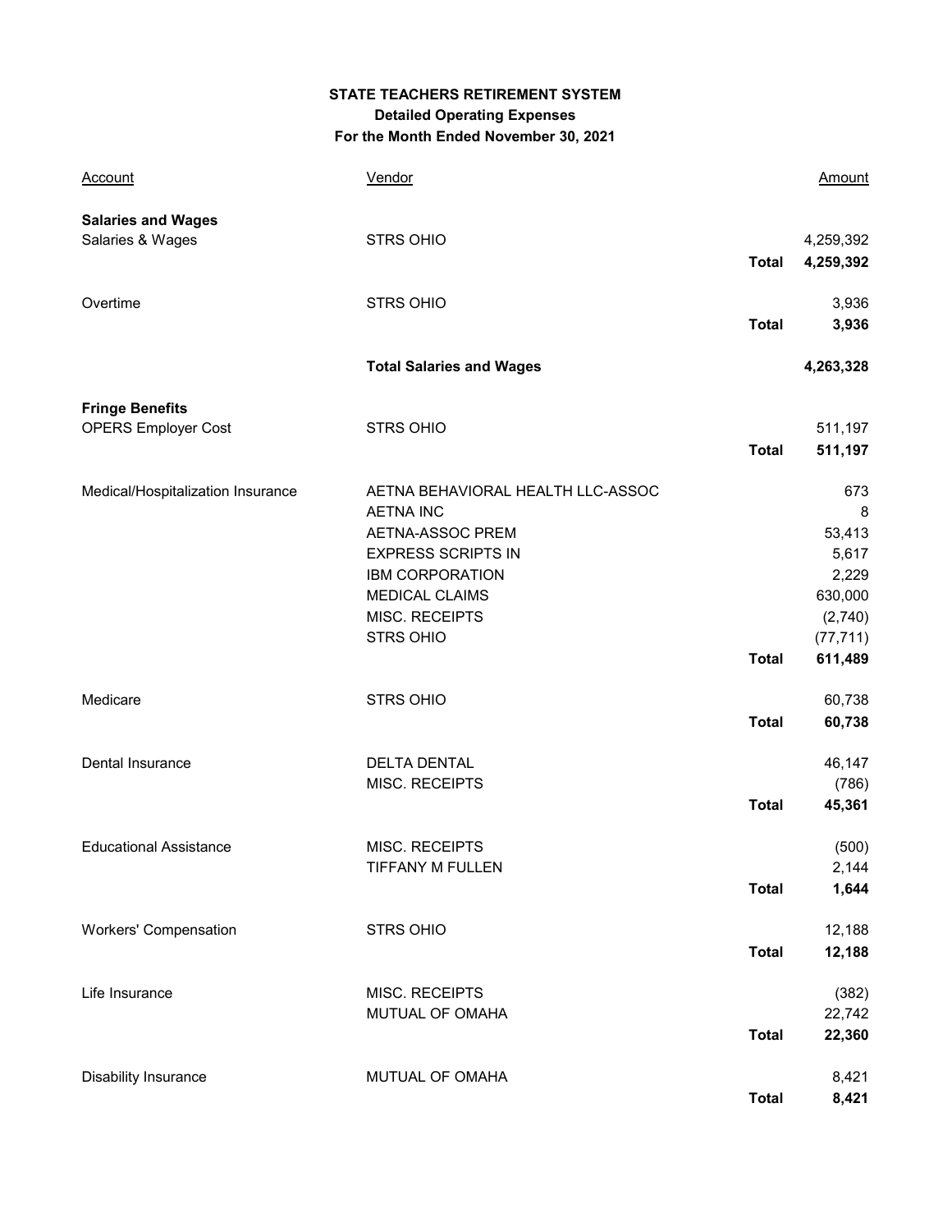**STATE TEACHERS RETIREMENT SYSTEM**
**Detailed Operating Expenses**
**For the Month Ended November 30, 2021**

| Account | Vendor | | Amount |
|---|---|---|---|
| **Salaries and Wages** | | | |
| Salaries & Wages | STRS OHIO | | 4,259,392 |
| | | **Total** | **4,259,392** |
| Overtime | STRS OHIO | | 3,936 |
| | | **Total** | **3,936** |
| | **Total Salaries and Wages** | | **4,263,328** |
| **Fringe Benefits** | | | |
| OPERS Employer Cost | STRS OHIO | | 511,197 |
| | | **Total** | **511,197** |
| Medical/Hospitalization Insurance | AETNA BEHAVIORAL HEALTH LLC-ASSOC | | 673 |
| | AETNA INC | | 8 |
| | AETNA-ASSOC PREM | | 53,413 |
| | EXPRESS SCRIPTS IN | | 5,617 |
| | IBM CORPORATION | | 2,229 |
| | MEDICAL CLAIMS | | 630,000 |
| | MISC. RECEIPTS | | (2,740) |
| | STRS OHIO | | (77,711) |
| | | **Total** | **611,489** |
| Medicare | STRS OHIO | | 60,738 |
| | | **Total** | **60,738** |
| Dental Insurance | DELTA DENTAL | | 46,147 |
| | MISC. RECEIPTS | | (786) |
| | | **Total** | **45,361** |
| Educational Assistance | MISC. RECEIPTS | | (500) |
| | TIFFANY M FULLEN | | 2,144 |
| | | **Total** | **1,644** |
| Workers' Compensation | STRS OHIO | | 12,188 |
| | | **Total** | **12,188** |
| Life Insurance | MISC. RECEIPTS | | (382) |
| | MUTUAL OF OMAHA | | 22,742 |
| | | **Total** | **22,360** |
| Disability Insurance | MUTUAL OF OMAHA | | 8,421 |
| | | **Total** | **8,421** |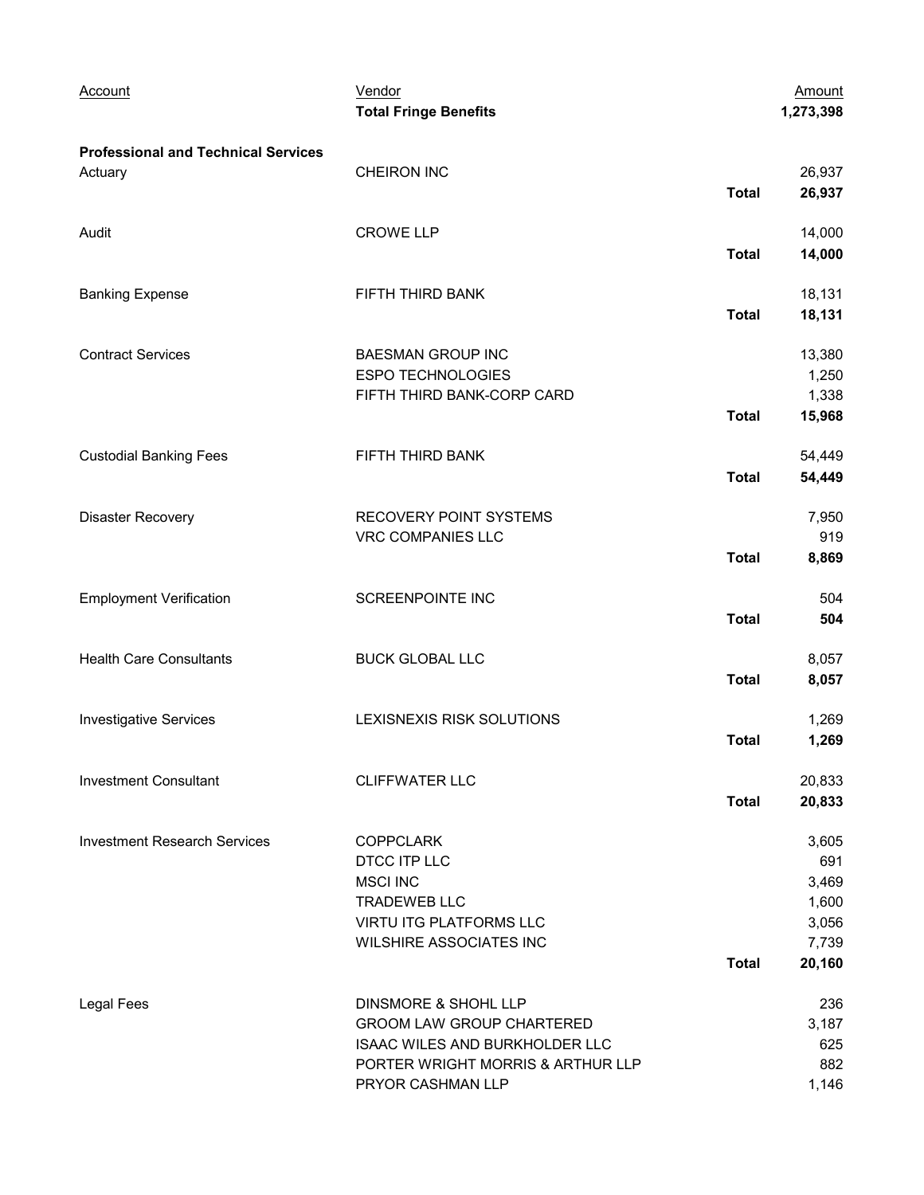| Account | Vendor | | Amount |
|---|---|---|---|
| | **Total Fringe Benefits** | | **1,273,398** |
| **Professional and Technical Services** | | | |
| Actuary | CHEIRON INC | | 26,937 |
| | | **Total** | **26,937** |
| Audit | CROWE LLP | | 14,000 |
| | | **Total** | **14,000** |
| Banking Expense | FIFTH THIRD BANK | | 18,131 |
| | | **Total** | **18,131** |
| Contract Services | BAESMAN GROUP INC | | 13,380 |
| | ESPO TECHNOLOGIES | | 1,250 |
| | FIFTH THIRD BANK-CORP CARD | | 1,338 |
| | | **Total** | **15,968** |
| Custodial Banking Fees | FIFTH THIRD BANK | | 54,449 |
| | | **Total** | **54,449** |
| Disaster Recovery | RECOVERY POINT SYSTEMS | | 7,950 |
| | VRC COMPANIES LLC | | 919 |
| | | **Total** | **8,869** |
| Employment Verification | SCREENPOINTE INC | | 504 |
| | | **Total** | **504** |
| Health Care Consultants | BUCK GLOBAL LLC | | 8,057 |
| | | **Total** | **8,057** |
| Investigative Services | LEXISNEXIS RISK SOLUTIONS | | 1,269 |
| | | **Total** | **1,269** |
| Investment Consultant | CLIFFWATER LLC | | 20,833 |
| | | **Total** | **20,833** |
| Investment Research Services | COPPCLARK | | 3,605 |
| | DTCC ITP LLC | | 691 |
| | MSCI INC | | 3,469 |
| | TRADEWEB LLC | | 1,600 |
| | VIRTU ITG PLATFORMS LLC | | 3,056 |
| | WILSHIRE ASSOCIATES INC | | 7,739 |
| | | **Total** | **20,160** |
| Legal Fees | DINSMORE & SHOHL LLP | | 236 |
| | GROOM LAW GROUP CHARTERED | | 3,187 |
| | ISAAC WILES AND BURKHOLDER LLC | | 625 |
| | PORTER WRIGHT MORRIS & ARTHUR LLP | | 882 |
| | PRYOR CASHMAN LLP | | 1,146 |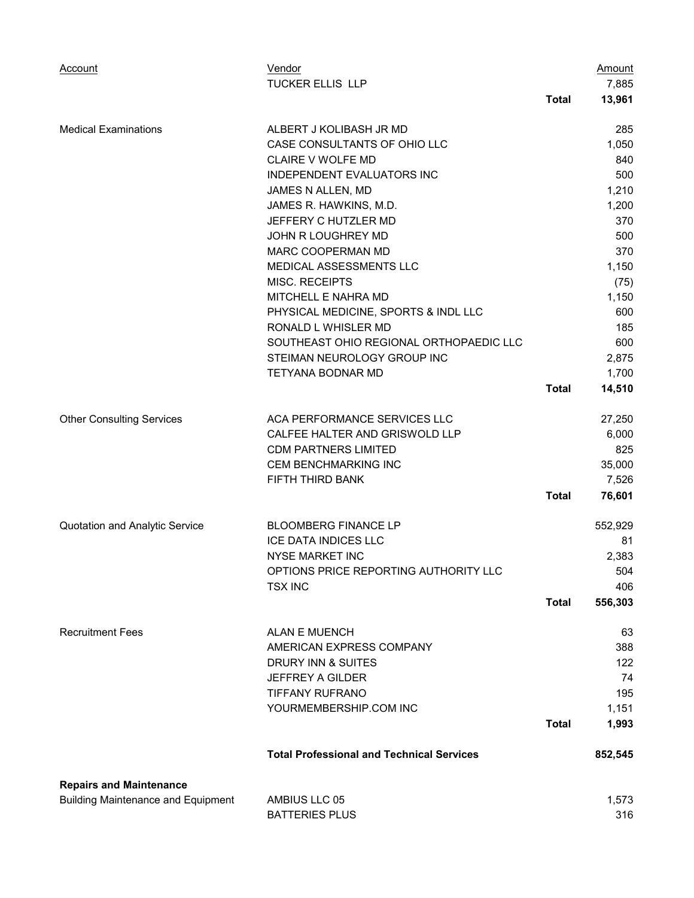| Account | Vendor | | Amount |
|---|---|---|---|
| | TUCKER ELLIS LLP | | 7,885 |
| | | **Total** | **13,961** |
| Medical Examinations | ALBERT J KOLIBASH JR MD | | 285 |
| | CASE CONSULTANTS OF OHIO LLC | | 1,050 |
| | CLAIRE V WOLFE MD | | 840 |
| | INDEPENDENT EVALUATORS INC | | 500 |
| | JAMES N ALLEN, MD | | 1,210 |
| | JAMES R. HAWKINS, M.D. | | 1,200 |
| | JEFFERY C HUTZLER MD | | 370 |
| | JOHN R LOUGHREY MD | | 500 |
| | MARC COOPERMAN MD | | 370 |
| | MEDICAL ASSESSMENTS LLC | | 1,150 |
| | MISC. RECEIPTS | | (75) |
| | MITCHELL E NAHRA MD | | 1,150 |
| | PHYSICAL MEDICINE, SPORTS & INDL LLC | | 600 |
| | RONALD L WHISLER MD | | 185 |
| | SOUTHEAST OHIO REGIONAL ORTHOPAEDIC LLC | | 600 |
| | STEIMAN NEUROLOGY GROUP INC | | 2,875 |
| | TETYANA BODNAR MD | | 1,700 |
| | | **Total** | **14,510** |
| Other Consulting Services | ACA PERFORMANCE SERVICES LLC | | 27,250 |
| | CALFEE HALTER AND GRISWOLD LLP | | 6,000 |
| | CDM PARTNERS LIMITED | | 825 |
| | CEM BENCHMARKING INC | | 35,000 |
| | FIFTH THIRD BANK | | 7,526 |
| | | **Total** | **76,601** |
| Quotation and Analytic Service | BLOOMBERG FINANCE LP | | 552,929 |
| | ICE DATA INDICES LLC | | 81 |
| | NYSE MARKET INC | | 2,383 |
| | OPTIONS PRICE REPORTING AUTHORITY LLC | | 504 |
| | TSX INC | | 406 |
| | | **Total** | **556,303** |
| Recruitment Fees | ALAN E MUENCH | | 63 |
| | AMERICAN EXPRESS COMPANY | | 388 |
| | DRURY INN & SUITES | | 122 |
| | JEFFREY A GILDER | | 74 |
| | TIFFANY RUFRANO | | 195 |
| | YOURMEMBERSHIP.COM INC | | 1,151 |
| | | **Total** | **1,993** |
| | **Total Professional and Technical Services** | | **852,545** |
| **Repairs and Maintenance** | | | |
| Building Maintenance and Equipment | AMBIUS LLC 05 | | 1,573 |
| | BATTERIES PLUS | | 316 |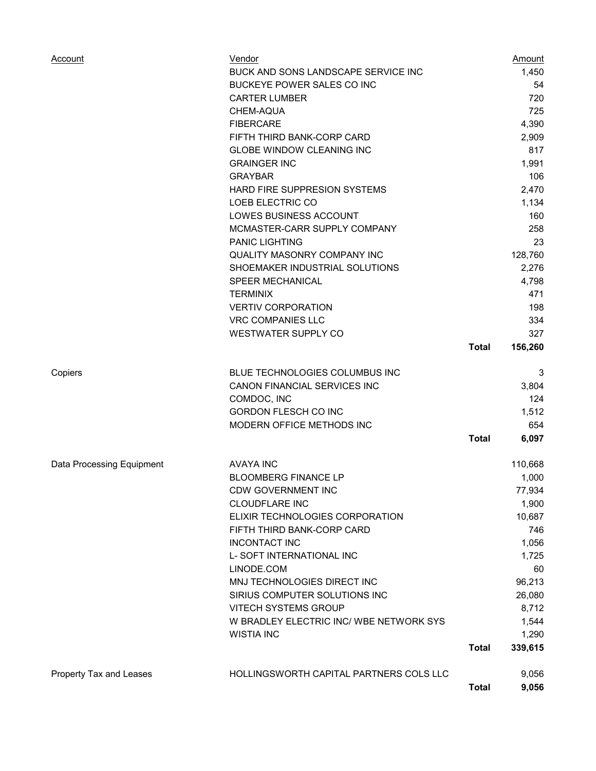| Account | Vendor | | Amount |
|---|---|---|---|
| | BUCK AND SONS LANDSCAPE SERVICE INC | | 1,450 |
| | BUCKEYE POWER SALES CO INC | | 54 |
| | CARTER LUMBER | | 720 |
| | CHEM-AQUA | | 725 |
| | FIBERCARE | | 4,390 |
| | FIFTH THIRD BANK-CORP CARD | | 2,909 |
| | GLOBE WINDOW CLEANING INC | | 817 |
| | GRAINGER INC | | 1,991 |
| | GRAYBAR | | 106 |
| | HARD FIRE SUPPRESION SYSTEMS | | 2,470 |
| | LOEB ELECTRIC CO | | 1,134 |
| | LOWES BUSINESS ACCOUNT | | 160 |
| | MCMASTER-CARR SUPPLY COMPANY | | 258 |
| | PANIC LIGHTING | | 23 |
| | QUALITY MASONRY COMPANY INC | | 128,760 |
| | SHOEMAKER INDUSTRIAL SOLUTIONS | | 2,276 |
| | SPEER MECHANICAL | | 4,798 |
| | TERMINIX | | 471 |
| | VERTIV CORPORATION | | 198 |
| | VRC COMPANIES LLC | | 334 |
| | WESTWATER SUPPLY CO | | 327 |
| | | **Total** | **156,260** |
| Copiers | BLUE TECHNOLOGIES COLUMBUS INC | | 3 |
| | CANON FINANCIAL SERVICES INC | | 3,804 |
| | COMDOC, INC | | 124 |
| | GORDON FLESCH CO INC | | 1,512 |
| | MODERN OFFICE METHODS INC | | 654 |
| | | **Total** | **6,097** |
| Data Processing Equipment | AVAYA INC | | 110,668 |
| | BLOOMBERG FINANCE LP | | 1,000 |
| | CDW GOVERNMENT INC | | 77,934 |
| | CLOUDFLARE INC | | 1,900 |
| | ELIXIR TECHNOLOGIES CORPORATION | | 10,687 |
| | FIFTH THIRD BANK-CORP CARD | | 746 |
| | INCONTACT INC | | 1,056 |
| | L- SOFT INTERNATIONAL INC | | 1,725 |
| | LINODE.COM | | 60 |
| | MNJ TECHNOLOGIES DIRECT INC | | 96,213 |
| | SIRIUS COMPUTER SOLUTIONS INC | | 26,080 |
| | VITECH SYSTEMS GROUP | | 8,712 |
| | W BRADLEY ELECTRIC INC/ WBE NETWORK SYS | | 1,544 |
| | WISTIA INC | | 1,290 |
| | | **Total** | **339,615** |
| Property Tax and Leases | HOLLINGSWORTH CAPITAL PARTNERS COLS LLC | | 9,056 |
| | | **Total** | **9,056** |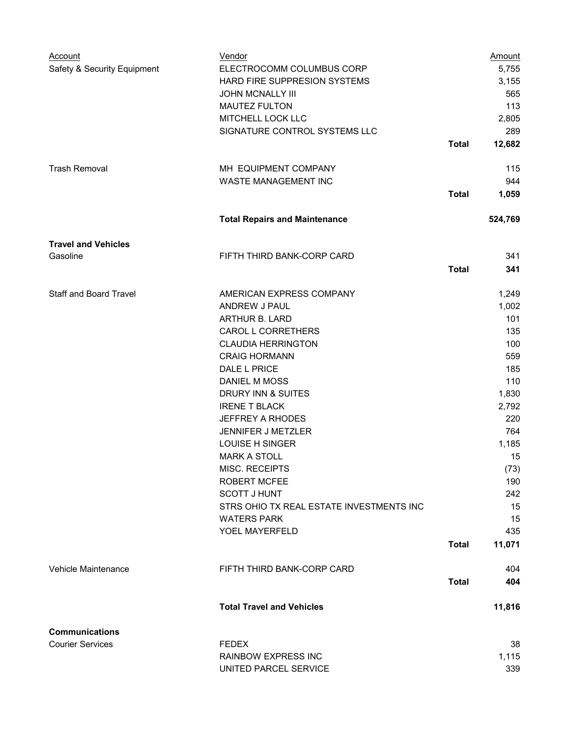| Account | Vendor | | Amount |
|---|---|---|---|
| Safety & Security Equipment | ELECTROCOMM COLUMBUS CORP | | 5,755 |
| | HARD FIRE SUPPRESION SYSTEMS | | 3,155 |
| | JOHN MCNALLY III | | 565 |
| | MAUTEZ FULTON | | 113 |
| | MITCHELL LOCK LLC | | 2,805 |
| | SIGNATURE CONTROL SYSTEMS LLC | | 289 |
| | | **Total** | **12,682** |
| Trash Removal | MH EQUIPMENT COMPANY | | 115 |
| | WASTE MANAGEMENT INC | | 944 |
| | | **Total** | **1,059** |
| | **Total Repairs and Maintenance** | | **524,769** |
| **Travel and Vehicles** | | | |
| Gasoline | FIFTH THIRD BANK-CORP CARD | | 341 |
| | | **Total** | **341** |
| Staff and Board Travel | AMERICAN EXPRESS COMPANY | | 1,249 |
| | ANDREW J PAUL | | 1,002 |
| | ARTHUR B. LARD | | 101 |
| | CAROL L CORRETHERS | | 135 |
| | CLAUDIA HERRINGTON | | 100 |
| | CRAIG HORMANN | | 559 |
| | DALE L PRICE | | 185 |
| | DANIEL M MOSS | | 110 |
| | DRURY INN & SUITES | | 1,830 |
| | IRENE T BLACK | | 2,792 |
| | JEFFREY A RHODES | | 220 |
| | JENNIFER J METZLER | | 764 |
| | LOUISE H SINGER | | 1,185 |
| | MARK A STOLL | | 15 |
| | MISC. RECEIPTS | | (73) |
| | ROBERT MCFEE | | 190 |
| | SCOTT J HUNT | | 242 |
| | STRS OHIO TX REAL ESTATE INVESTMENTS INC | | 15 |
| | WATERS PARK | | 15 |
| | YOEL MAYERFELD | | 435 |
| | | **Total** | **11,071** |
| Vehicle Maintenance | FIFTH THIRD BANK-CORP CARD | | 404 |
| | | **Total** | **404** |
| | **Total Travel and Vehicles** | | **11,816** |
| **Communications** | | | |
| Courier Services | FEDEX | | 38 |
| | RAINBOW EXPRESS INC | | 1,115 |
| | UNITED PARCEL SERVICE | | 339 |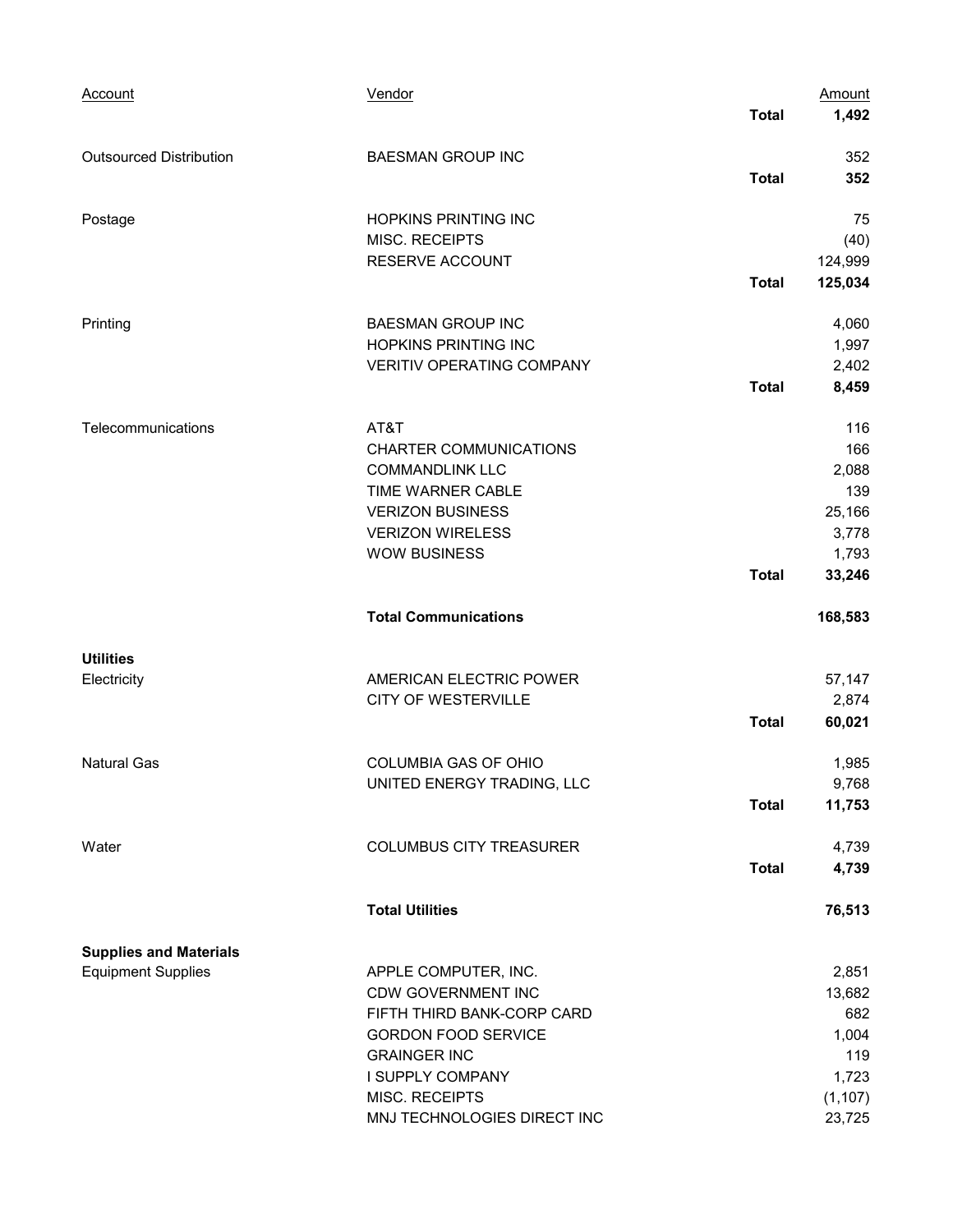| Account | Vendor | | Amount |
|---|---|---|---|
| | | **Total** | **1,492** |
| Outsourced Distribution | BAESMAN GROUP INC | | 352 |
| | | **Total** | **352** |
| Postage | HOPKINS PRINTING INC | | 75 |
| | MISC. RECEIPTS | | (40) |
| | RESERVE ACCOUNT | | 124,999 |
| | | **Total** | **125,034** |
| Printing | BAESMAN GROUP INC | | 4,060 |
| | HOPKINS PRINTING INC | | 1,997 |
| | VERITIV OPERATING COMPANY | | 2,402 |
| | | **Total** | **8,459** |
| Telecommunications | AT&T | | 116 |
| | CHARTER COMMUNICATIONS | | 166 |
| | COMMANDLINK LLC | | 2,088 |
| | TIME WARNER CABLE | | 139 |
| | VERIZON BUSINESS | | 25,166 |
| | VERIZON WIRELESS | | 3,778 |
| | WOW BUSINESS | | 1,793 |
| | | **Total** | **33,246** |
| | **Total Communications** | | **168,583** |
| **Utilities** | | | |
| Electricity | AMERICAN ELECTRIC POWER | | 57,147 |
| | CITY OF WESTERVILLE | | 2,874 |
| | | **Total** | **60,021** |
| Natural Gas | COLUMBIA GAS OF OHIO | | 1,985 |
| | UNITED ENERGY TRADING, LLC | | 9,768 |
| | | **Total** | **11,753** |
| Water | COLUMBUS CITY TREASURER | | 4,739 |
| | | **Total** | **4,739** |
| | **Total Utilities** | | **76,513** |
| **Supplies and Materials** | | | |
| Equipment Supplies | APPLE COMPUTER, INC. | | 2,851 |
| | CDW GOVERNMENT INC | | 13,682 |
| | FIFTH THIRD BANK-CORP CARD | | 682 |
| | GORDON FOOD SERVICE | | 1,004 |
| | GRAINGER INC | | 119 |
| | I SUPPLY COMPANY | | 1,723 |
| | MISC. RECEIPTS | | (1,107) |
| | MNJ TECHNOLOGIES DIRECT INC | | 23,725 |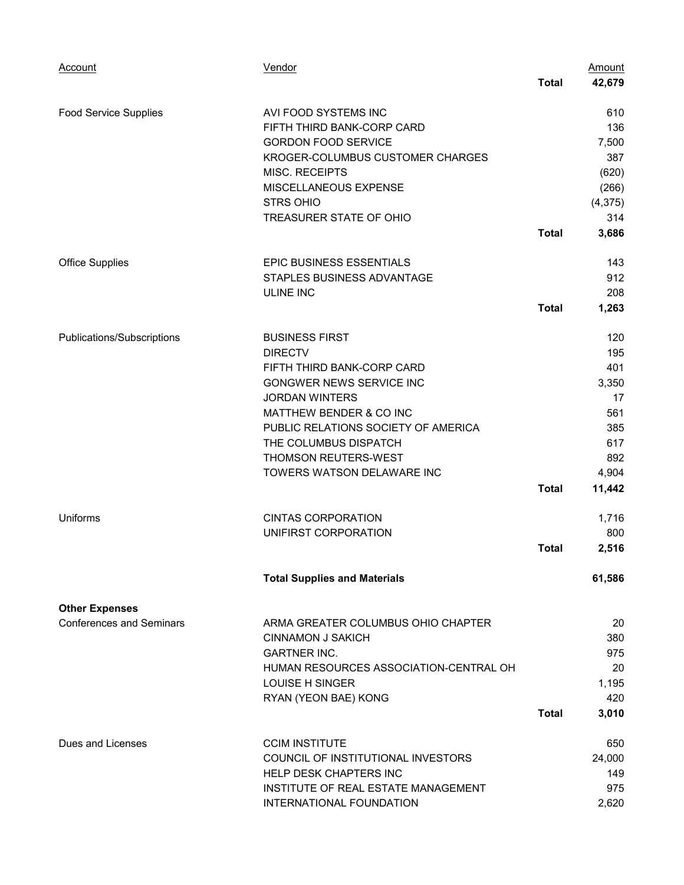| Account | Vendor | | Amount |
|---|---|---|---|
| | | **Total** | **42,679** |
| Food Service Supplies | AVI FOOD SYSTEMS INC | | 610 |
| | FIFTH THIRD BANK-CORP CARD | | 136 |
| | GORDON FOOD SERVICE | | 7,500 |
| | KROGER-COLUMBUS CUSTOMER CHARGES | | 387 |
| | MISC. RECEIPTS | | (620) |
| | MISCELLANEOUS EXPENSE | | (266) |
| | STRS OHIO | | (4,375) |
| | TREASURER STATE OF OHIO | | 314 |
| | | **Total** | **3,686** |
| Office Supplies | EPIC BUSINESS ESSENTIALS | | 143 |
| | STAPLES BUSINESS ADVANTAGE | | 912 |
| | ULINE INC | | 208 |
| | | **Total** | **1,263** |
| Publications/Subscriptions | BUSINESS FIRST | | 120 |
| | DIRECTV | | 195 |
| | FIFTH THIRD BANK-CORP CARD | | 401 |
| | GONGWER NEWS SERVICE INC | | 3,350 |
| | JORDAN WINTERS | | 17 |
| | MATTHEW BENDER & CO INC | | 561 |
| | PUBLIC RELATIONS SOCIETY OF AMERICA | | 385 |
| | THE COLUMBUS DISPATCH | | 617 |
| | THOMSON REUTERS-WEST | | 892 |
| | TOWERS WATSON DELAWARE INC | | 4,904 |
| | | **Total** | **11,442** |
| Uniforms | CINTAS CORPORATION | | 1,716 |
| | UNIFIRST CORPORATION | | 800 |
| | | **Total** | **2,516** |
| | **Total Supplies and Materials** | | **61,586** |
| **Other Expenses** | | | |
| Conferences and Seminars | ARMA GREATER COLUMBUS OHIO CHAPTER | | 20 |
| | CINNAMON J SAKICH | | 380 |
| | GARTNER INC. | | 975 |
| | HUMAN RESOURCES ASSOCIATION-CENTRAL OH | | 20 |
| | LOUISE H SINGER | | 1,195 |
| | RYAN (YEON BAE) KONG | | 420 |
| | | **Total** | **3,010** |
| Dues and Licenses | CCIM INSTITUTE | | 650 |
| | COUNCIL OF INSTITUTIONAL INVESTORS | | 24,000 |
| | HELP DESK CHAPTERS INC | | 149 |
| | INSTITUTE OF REAL ESTATE MANAGEMENT | | 975 |
| | INTERNATIONAL FOUNDATION | | 2,620 |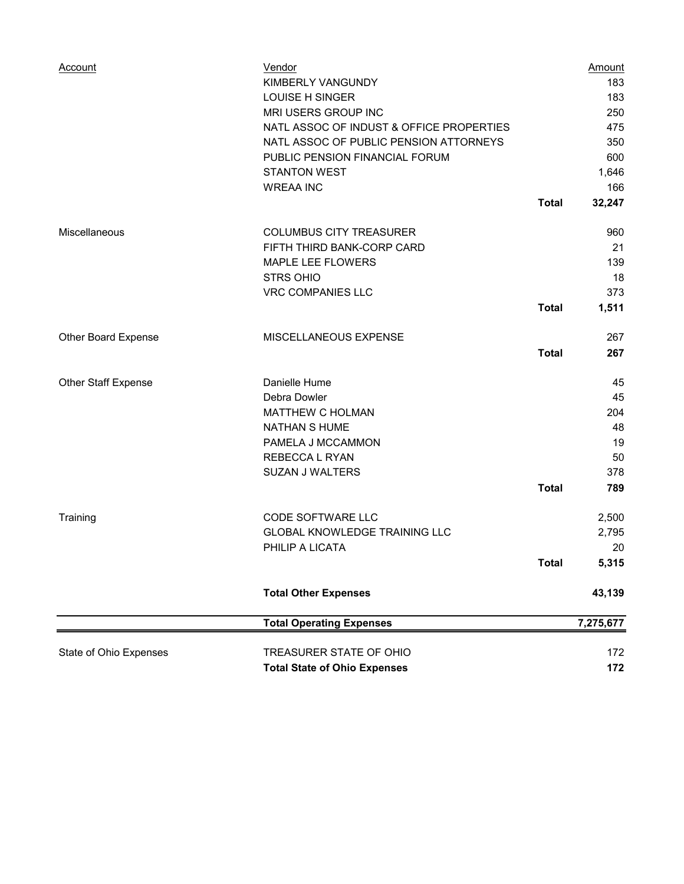| Account | Vendor | | Amount |
| --- | --- | --- | --- |
| | KIMBERLY VANGUNDY | | 183 |
| | LOUISE H SINGER | | 183 |
| | MRI USERS GROUP INC | | 250 |
| | NATL ASSOC OF INDUST & OFFICE PROPERTIES | | 475 |
| | NATL ASSOC OF PUBLIC PENSION ATTORNEYS | | 350 |
| | PUBLIC PENSION FINANCIAL FORUM | | 600 |
| | STANTON WEST | | 1,646 |
| | WREAA INC | | 166 |
| | | **Total** | **32,247** |
| Miscellaneous | COLUMBUS CITY TREASURER | | 960 |
| | FIFTH THIRD BANK-CORP CARD | | 21 |
| | MAPLE LEE FLOWERS | | 139 |
| | STRS OHIO | | 18 |
| | VRC COMPANIES LLC | | 373 |
| | | **Total** | **1,511** |
| Other Board Expense | MISCELLANEOUS EXPENSE | | 267 |
| | | **Total** | **267** |
| Other Staff Expense | Danielle Hume | | 45 |
| | Debra Dowler | | 45 |
| | MATTHEW C HOLMAN | | 204 |
| | NATHAN S HUME | | 48 |
| | PAMELA J MCCAMMON | | 19 |
| | REBECCA L RYAN | | 50 |
| | SUZAN J WALTERS | | 378 |
| | | **Total** | **789** |
| Training | CODE SOFTWARE LLC | | 2,500 |
| | GLOBAL KNOWLEDGE TRAINING LLC | | 2,795 |
| | PHILIP A LICATA | | 20 |
| | | **Total** | **5,315** |
| | **Total Other Expenses** | | **43,139** |
| | **Total Operating Expenses** | | **7,275,677** |
| State of Ohio Expenses | TREASURER STATE OF OHIO | | 172 |
| | **Total State of Ohio Expenses** | | **172** |